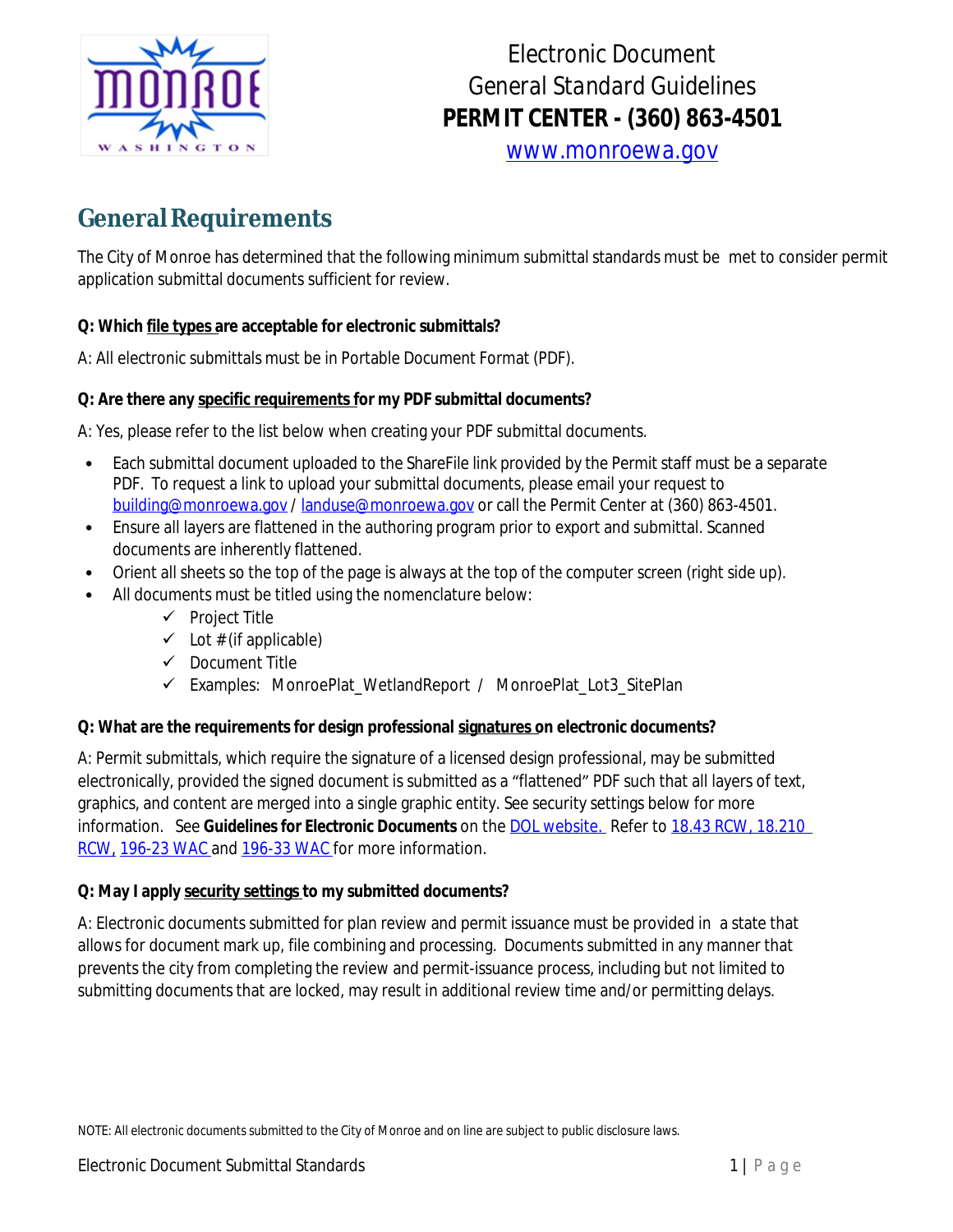# Electronic Document General Standard Guidelines

**PERMIT CENTER - (360) 863-4501**

www.monroewa.gov

## General Requirements

The City of Monroe has determined that the following minimum submittal standards must be met to consider permit application submittal documents sufficient for review.

**Q: Which file types are acceptable for electronic submittals?**

A: All electronic submittals must be in Portable Document Format (PDF).

**Q: Are there any specific requirements for my PDF submittal documents?**

A: Yes, please refer to the list below when creating your PDF submittal documents.

- Each submittal document uploaded to the ShareFile link provided by the Permit staff must be a separate PDF. To request a link to upload your submittal documents, please email your request to building@monroewa.gov / landuse@monroewa.gov or call the Permit Center at (360) 863-4501.
- Ensure all layers are flattened in the authoring program prior to export and submittal. Scanned documents are inherently flattened.
- Orient all sheets so the top of the page is always at the top of the computer screen (right side up).
- All documents must be titled using the nomenclature below:
  - ✓ Project Title
  - ✓ Lot # (if applicable)
  - ✓ Document Title
  - ✓ Examples: MonroePlat_WetlandReport / MonroePlat_Lot3_SitePlan

**Q: What are the requirements for design professional signatures on electronic documents?**

A: Permit submittals, which require the signature of a licensed design professional, may be submitted electronically, provided the signed document is submitted as a "flattened" PDF such that all layers of text, graphics, and content are merged into a single graphic entity. See security settings below for more information. See **Guidelines for Electronic Documents** on the DOL website. Refer to 18.43 RCW, 18.210 RCW, 196-23 WAC and 196-33 WAC for more information.

**Q: May I apply security settings to my submitted documents?**

A: Electronic documents submitted for plan review and permit issuance must be provided in a state that allows for document mark up, file combining and processing. Documents submitted in any manner that prevents the city from completing the review and permit-issuance process, including but not limited to submitting documents that are locked, may result in additional review time and/or permitting delays.

NOTE: All electronic documents submitted to the City of Monroe and on line are subject to public disclosure laws.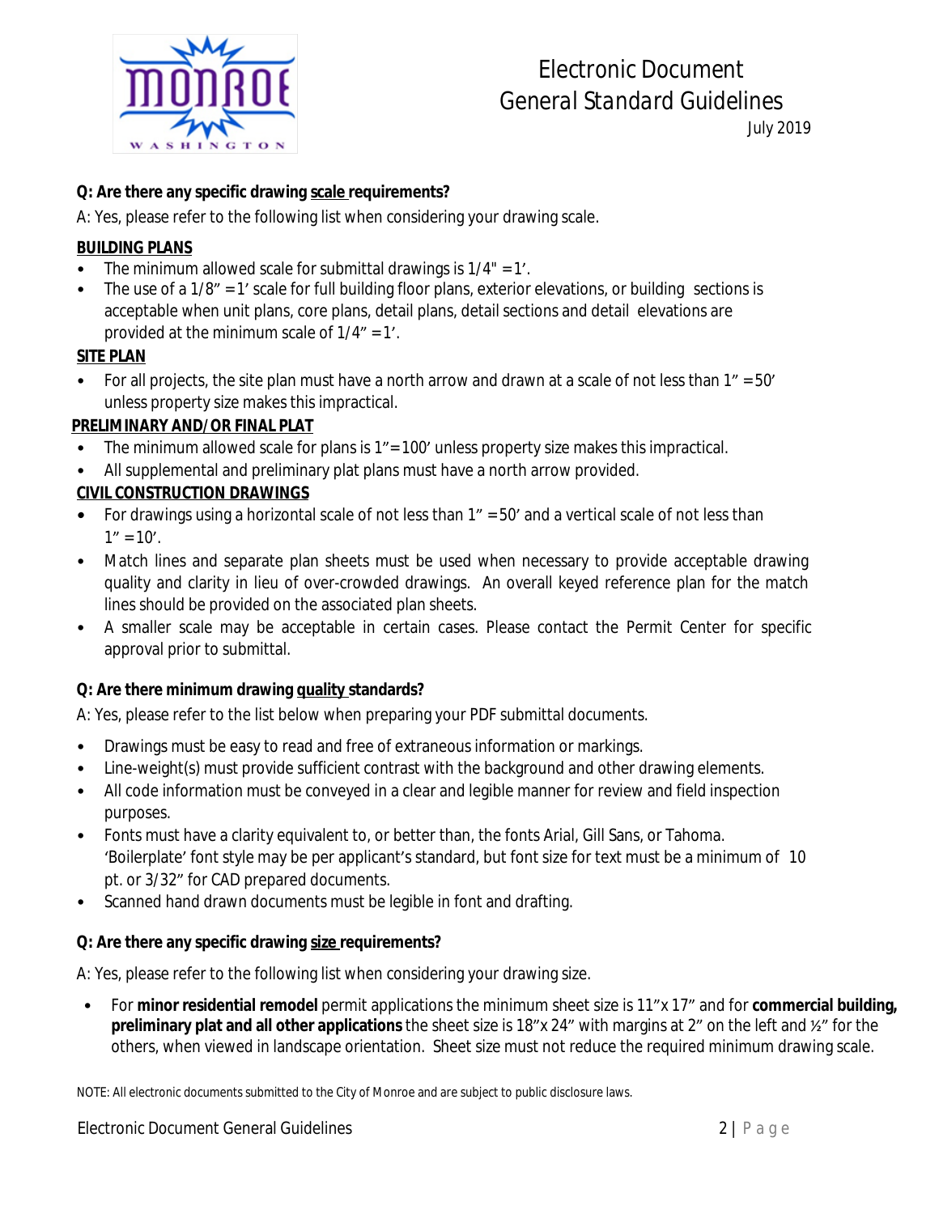**Q: Are there any specific drawing scale requirements?**

A: Yes, please refer to the following list when considering your drawing scale.

**BUILDING PLANS**

- The minimum allowed scale for submittal drawings is 1/4" = 1'.
- The use of a 1/8" = 1' scale for full building floor plans, exterior elevations, or building sections is acceptable when unit plans, core plans, detail plans, detail sections and detail elevations are provided at the minimum scale of 1/4" = 1'.

**SITE PLAN**

- For all projects, the site plan must have a north arrow and drawn at a scale of not less than 1" = 50' unless property size makes this impractical.

**PRELIMINARY AND/OR FINAL PLAT**

- The minimum allowed scale for plans is 1"=100' unless property size makes this impractical.
- All supplemental and preliminary plat plans must have a north arrow provided.

**CIVIL CONSTRUCTION DRAWINGS**

- For drawings using a horizontal scale of not less than 1" = 50' and a vertical scale of not less than 1" = 10'.
- Match lines and separate plan sheets must be used when necessary to provide acceptable drawing quality and clarity in lieu of over-crowded drawings. An overall keyed reference plan for the match lines should be provided on the associated plan sheets.
- A smaller scale may be acceptable in certain cases. Please contact the Permit Center for specific approval prior to submittal.

**Q: Are there minimum drawing quality standards?**

A: Yes, please refer to the list below when preparing your PDF submittal documents.

- Drawings must be easy to read and free of extraneous information or markings.
- Line-weight(s) must provide sufficient contrast with the background and other drawing elements.
- All code information must be conveyed in a clear and legible manner for review and field inspection purposes.
- Fonts must have a clarity equivalent to, or better than, the fonts Arial, Gill Sans, or Tahoma. 'Boilerplate' font style may be per applicant's standard, but font size for text must be a minimum of 10 pt. or 3/32" for CAD prepared documents.
- Scanned hand drawn documents must be legible in font and drafting.

**Q: Are there any specific drawing size requirements?**

A: Yes, please refer to the following list when considering your drawing size.

- For **minor residential remodel** permit applications the minimum sheet size is 11"x 17" and for **commercial building, preliminary plat and all other applications** the sheet size is 18"x 24" with margins at 2" on the left and ½" for the others, when viewed in landscape orientation. Sheet size must not reduce the required minimum drawing scale.

NOTE: All electronic documents submitted to the City of Monroe and are subject to public disclosure laws.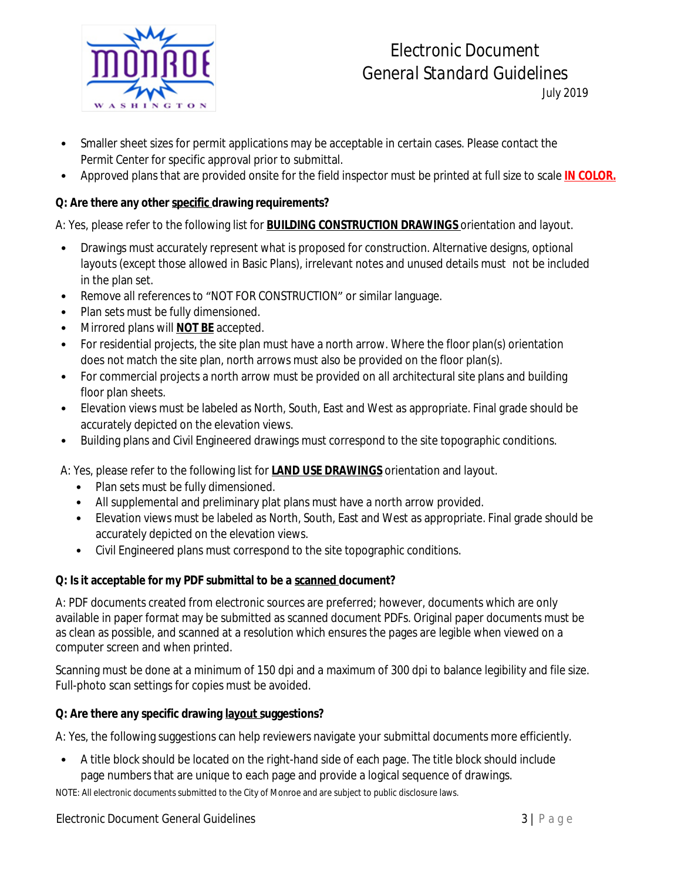- Smaller sheet sizes for permit applications may be acceptable in certain cases. Please contact the Permit Center for specific approval prior to submittal.
- Approved plans that are provided onsite for the field inspector must be printed at full size to scale **IN COLOR.**

**Q: Are there any other specific drawing requirements?**

A: Yes, please refer to the following list for **BUILDING CONSTRUCTION DRAWINGS** orientation and layout.

- Drawings must accurately represent what is proposed for construction. Alternative designs, optional layouts (except those allowed in Basic Plans), irrelevant notes and unused details must not be included in the plan set.
- Remove all references to "NOT FOR CONSTRUCTION" or similar language.
- Plan sets must be fully dimensioned.
- Mirrored plans will **NOT BE** accepted.
- For residential projects, the site plan must have a north arrow. Where the floor plan(s) orientation does not match the site plan, north arrows must also be provided on the floor plan(s).
- For commercial projects a north arrow must be provided on all architectural site plans and building floor plan sheets.
- Elevation views must be labeled as North, South, East and West as appropriate. Final grade should be accurately depicted on the elevation views.
- Building plans and Civil Engineered drawings must correspond to the site topographic conditions.

A: Yes, please refer to the following list for **LAND USE DRAWINGS** orientation and layout.

- Plan sets must be fully dimensioned.
- All supplemental and preliminary plat plans must have a north arrow provided.
- Elevation views must be labeled as North, South, East and West as appropriate. Final grade should be accurately depicted on the elevation views.
- Civil Engineered plans must correspond to the site topographic conditions.

**Q: Is it acceptable for my PDF submittal to be a scanned document?**

A: PDF documents created from electronic sources are preferred; however, documents which are only available in paper format may be submitted as scanned document PDFs. Original paper documents must be as clean as possible, and scanned at a resolution which ensures the pages are legible when viewed on a computer screen and when printed.

Scanning must be done at a minimum of 150 dpi and a maximum of 300 dpi to balance legibility and file size. Full-photo scan settings for copies must be avoided.

**Q: Are there any specific drawing layout suggestions?**

A: Yes, the following suggestions can help reviewers navigate your submittal documents more efficiently.

- A title block should be located on the right-hand side of each page. The title block should include page numbers that are unique to each page and provide a logical sequence of drawings.

NOTE: All electronic documents submitted to the City of Monroe and are subject to public disclosure laws.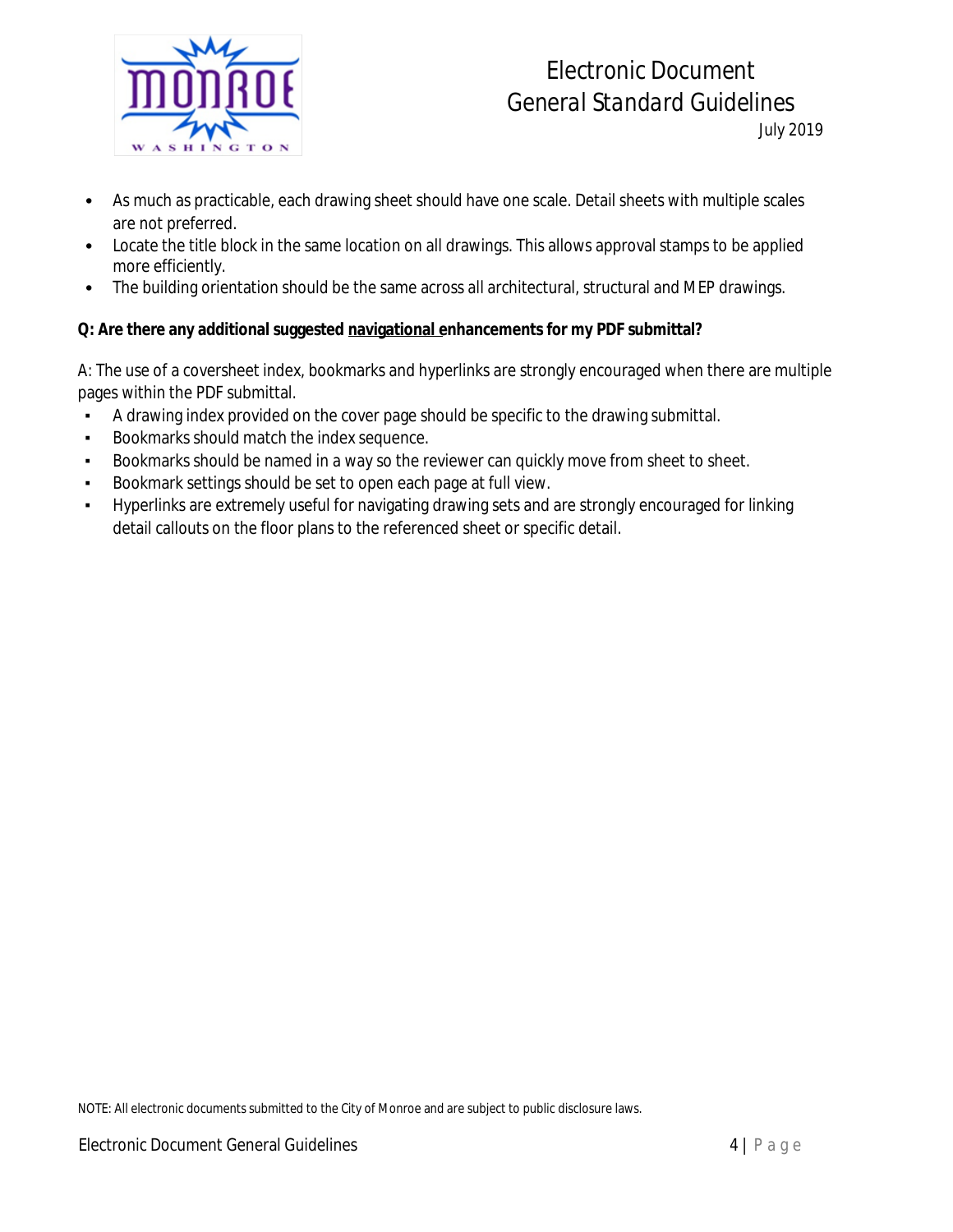- As much as practicable, each drawing sheet should have one scale. Detail sheets with multiple scales are not preferred.
- Locate the title block in the same location on all drawings. This allows approval stamps to be applied more efficiently.
- The building orientation should be the same across all architectural, structural and MEP drawings.

**Q: Are there any additional suggested <u>navigational</u> enhancements for my PDF submittal?**

A: The use of a coversheet index, bookmarks and hyperlinks are strongly encouraged when there are multiple pages within the PDF submittal.

- A drawing index provided on the cover page should be specific to the drawing submittal.
- Bookmarks should match the index sequence.
- Bookmarks should be named in a way so the reviewer can quickly move from sheet to sheet.
- Bookmark settings should be set to open each page at full view.
- Hyperlinks are extremely useful for navigating drawing sets and are strongly encouraged for linking detail callouts on the floor plans to the referenced sheet or specific detail.

NOTE: All electronic documents submitted to the City of Monroe and are subject to public disclosure laws.